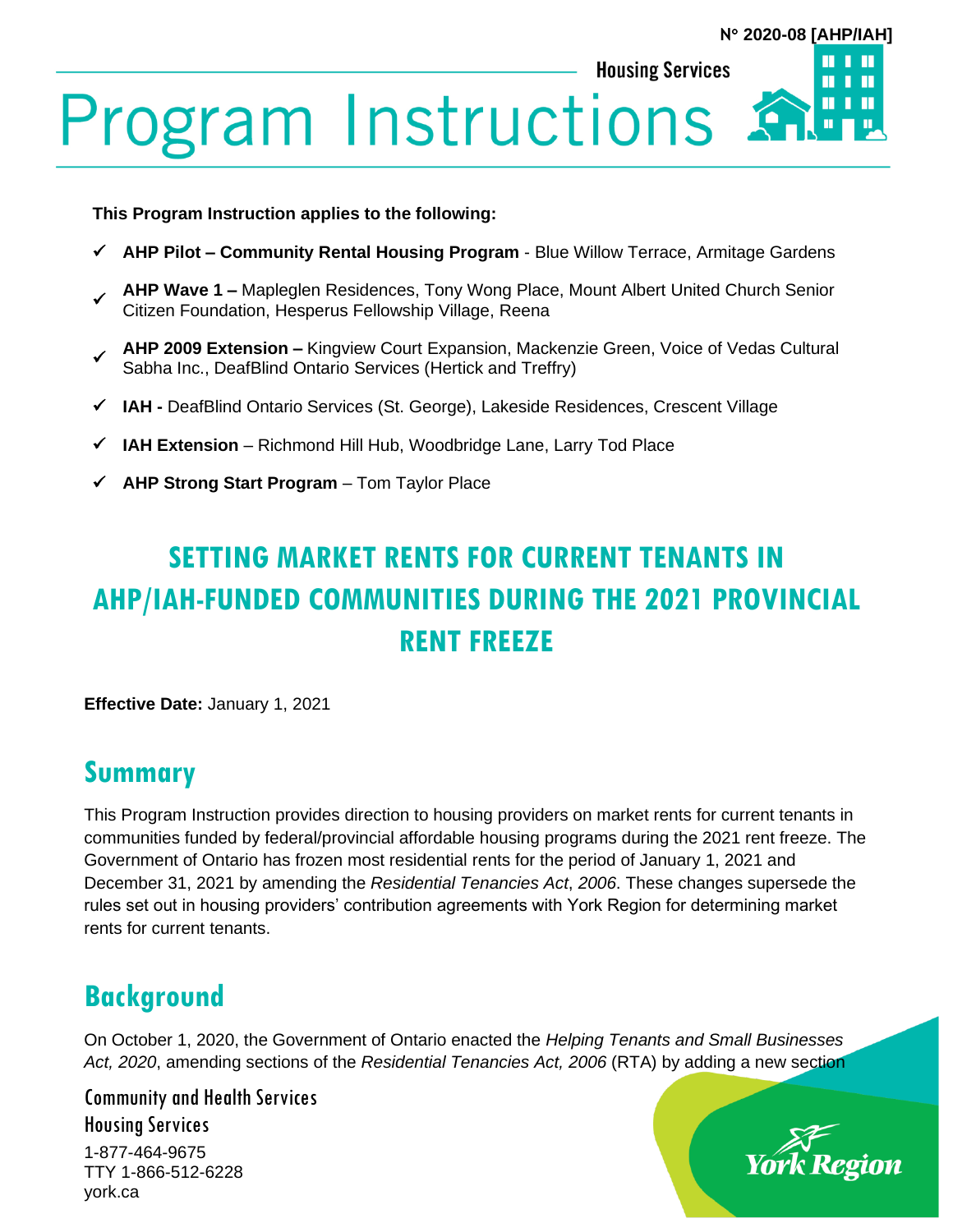N° 2020-08 [AHP/IAH]

Housing Services

# Program Instructions

**This Program Instruction applies to the following:**

- ✓ **AHP Pilot – Community Rental Housing Program** - Blue Willow Terrace, Armitage Gardens
- ✓ **AHP Wave 1 –** Mapleglen Residences, Tony Wong Place, Mount Albert United Church Senior Citizen Foundation, Hesperus Fellowship Village, Reena
- ✓ **AHP 2009 Extension –** Kingview Court Expansion, Mackenzie Green, Voice of Vedas Cultural Sabha Inc., DeafBlind Ontario Services (Hertick and Treffry)
- ✓ **IAH -** DeafBlind Ontario Services (St. George), Lakeside Residences, Crescent Village
- ✓ **IAH Extension** – Richmond Hill Hub, Woodbridge Lane, Larry Tod Place
- ✓ **AHP Strong Start Program** – Tom Taylor Place

## SETTING MARKET RENTS FOR CURRENT TENANTS IN AHP/IAH-FUNDED COMMUNITIES DURING THE 2021 PROVINCIAL RENT FREEZE

**Effective Date:** January 1, 2021

## Summary

This Program Instruction provides direction to housing providers on market rents for current tenants in communities funded by federal/provincial affordable housing programs during the 2021 rent freeze. The Government of Ontario has frozen most residential rents for the period of January 1, 2021 and December 31, 2021 by amending the *Residential Tenancies Act*, *2006*. These changes supersede the rules set out in housing providers' contribution agreements with York Region for determining market rents for current tenants.

## Background

On October 1, 2020, the Government of Ontario enacted the *Helping Tenants and Small Businesses Act, 2020*, amending sections of the *Residential Tenancies Act, 2006* (RTA) by adding a new section

Community and Health Services
Housing Services
1-877-464-9675
TTY 1-866-512-6228
york.ca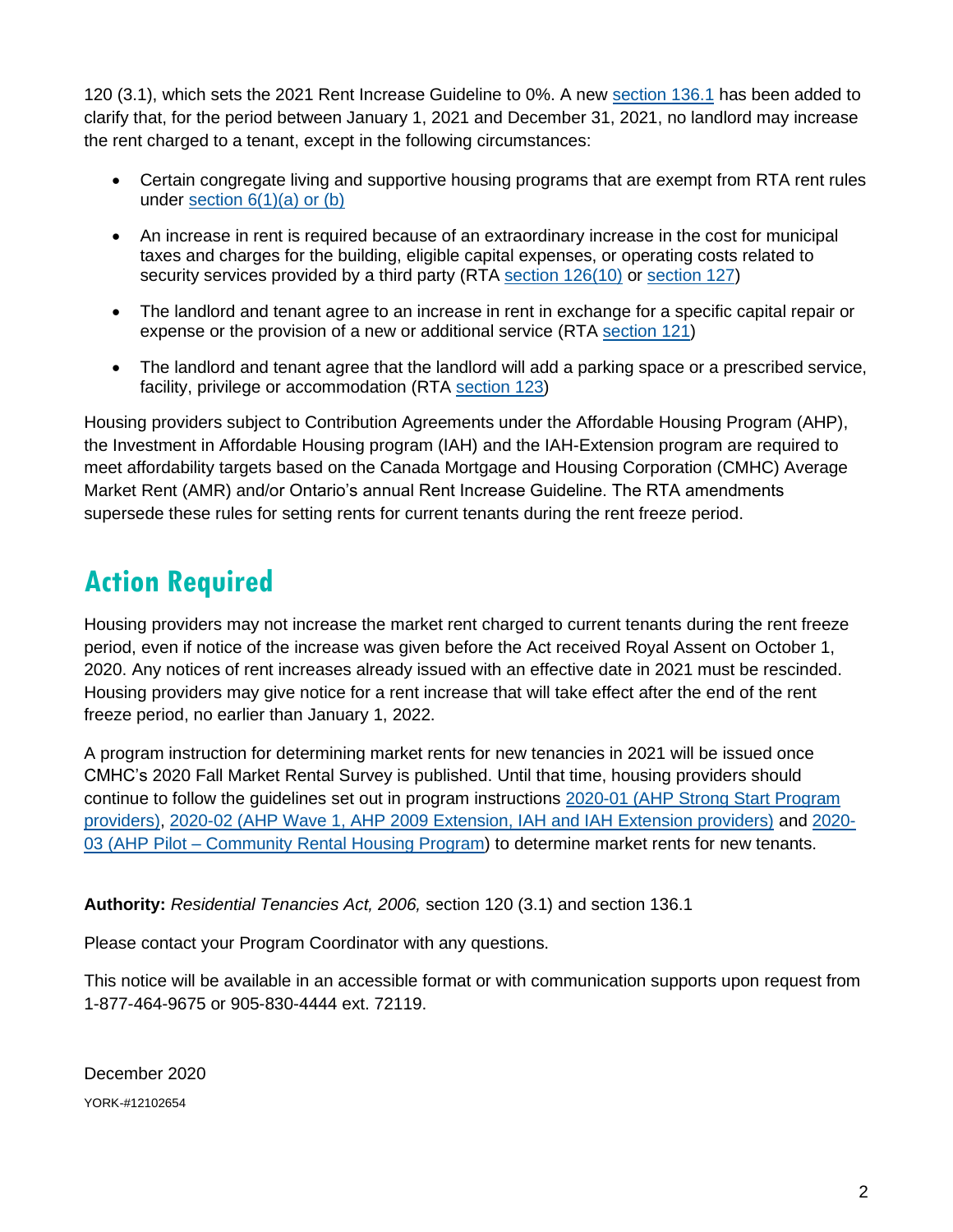120 (3.1), which sets the 2021 Rent Increase Guideline to 0%. A new section 136.1 has been added to clarify that, for the period between January 1, 2021 and December 31, 2021, no landlord may increase the rent charged to a tenant, except in the following circumstances:

- Certain congregate living and supportive housing programs that are exempt from RTA rent rules under section 6(1)(a) or (b)
- An increase in rent is required because of an extraordinary increase in the cost for municipal taxes and charges for the building, eligible capital expenses, or operating costs related to security services provided by a third party (RTA section 126(10) or section 127)
- The landlord and tenant agree to an increase in rent in exchange for a specific capital repair or expense or the provision of a new or additional service (RTA section 121)
- The landlord and tenant agree that the landlord will add a parking space or a prescribed service, facility, privilege or accommodation (RTA section 123)

Housing providers subject to Contribution Agreements under the Affordable Housing Program (AHP), the Investment in Affordable Housing program (IAH) and the IAH-Extension program are required to meet affordability targets based on the Canada Mortgage and Housing Corporation (CMHC) Average Market Rent (AMR) and/or Ontario's annual Rent Increase Guideline. The RTA amendments supersede these rules for setting rents for current tenants during the rent freeze period.

## Action Required

Housing providers may not increase the market rent charged to current tenants during the rent freeze period, even if notice of the increase was given before the Act received Royal Assent on October 1, 2020. Any notices of rent increases already issued with an effective date in 2021 must be rescinded. Housing providers may give notice for a rent increase that will take effect after the end of the rent freeze period, no earlier than January 1, 2022.

A program instruction for determining market rents for new tenancies in 2021 will be issued once CMHC's 2020 Fall Market Rental Survey is published. Until that time, housing providers should continue to follow the guidelines set out in program instructions 2020-01 (AHP Strong Start Program providers), 2020-02 (AHP Wave 1, AHP 2009 Extension, IAH and IAH Extension providers) and 2020-03 (AHP Pilot – Community Rental Housing Program) to determine market rents for new tenants.

**Authority:** *Residential Tenancies Act, 2006,* section 120 (3.1) and section 136.1

Please contact your Program Coordinator with any questions.

This notice will be available in an accessible format or with communication supports upon request from 1-877-464-9675 or 905-830-4444 ext. 72119.

December 2020

YORK-#12102654